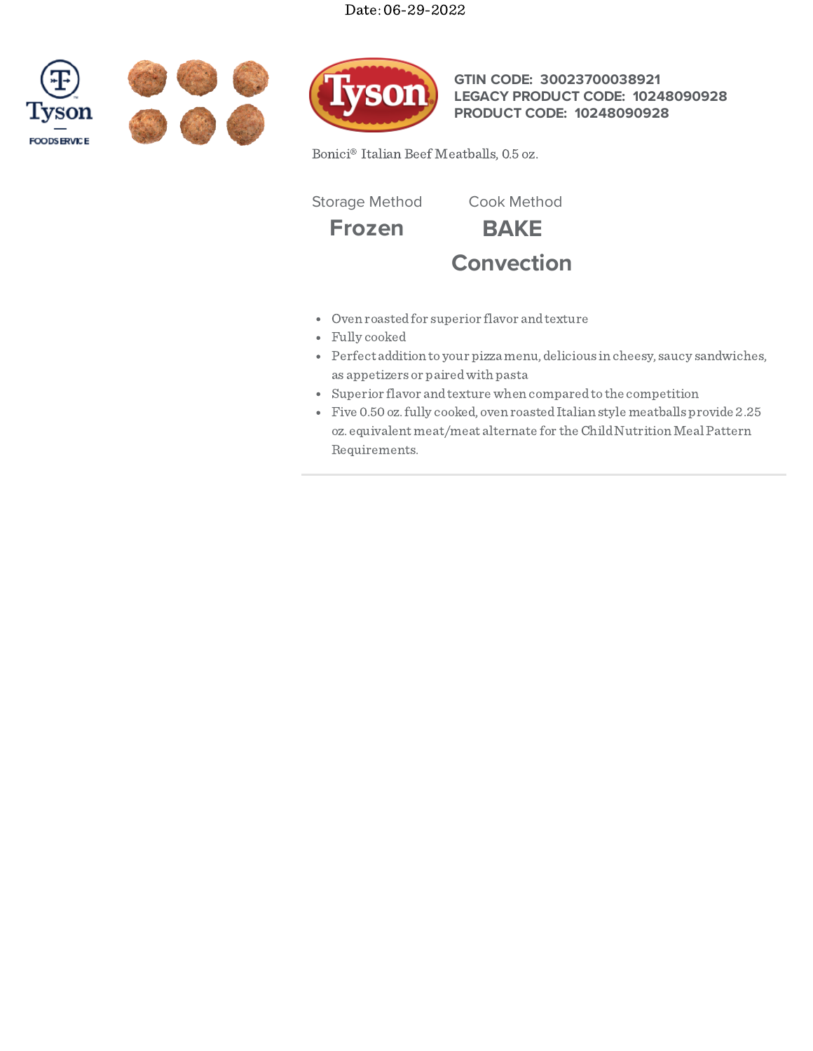Date: 06-29-2022

Tyson FOODSERVICE

**GTIN CODE: 30023700038921**
**LEGACY PRODUCT CODE: 10248090928**
**PRODUCT CODE: 10248090928**

Bonici® Italian Beef Meatballs, 0.5 oz.

| Storage Method | Cook Method |
| --- | --- |
| **Frozen** | **BAKE** |
| | **Convection** |

- Oven roasted for superior flavor and texture
- Fully cooked
- Perfect addition to your pizza menu, delicious in cheesy, saucy sandwiches, as appetizers or paired with pasta
- Superior flavor and texture when compared to the competition
- Five 0.50 oz. fully cooked, oven roasted Italian style meatballs provide 2.25 oz. equivalent meat/meat alternate for the Child Nutrition Meal Pattern Requirements.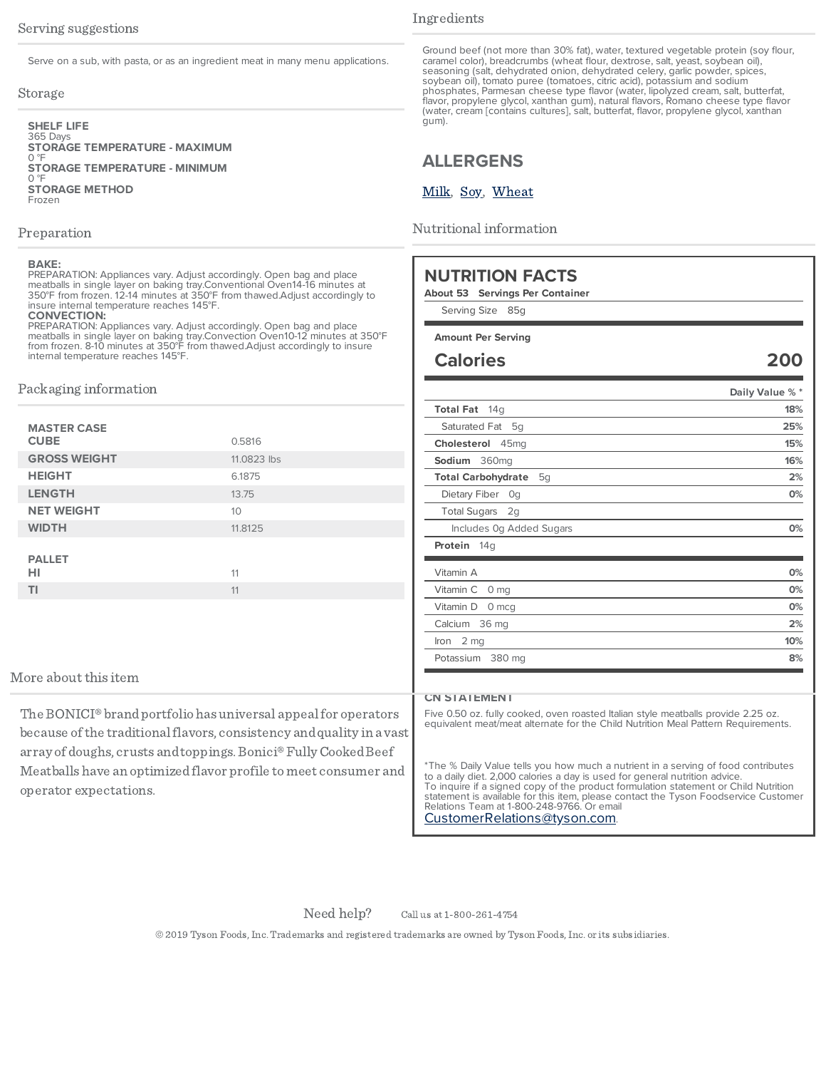## Serving suggestions

Serve on a sub, with pasta, or as an ingredient meat in many menu applications.

## Storage

**SHELF LIFE**
365 Days
**STORAGE TEMPERATURE - MAXIMUM**
0 °F
**STORAGE TEMPERATURE - MINIMUM**
0 °F
**STORAGE METHOD**
Frozen

## Preparation

**BAKE:**
PREPARATION: Appliances vary. Adjust accordingly. Open bag and place meatballs in single layer on baking tray.Conventional Oven14-16 minutes at 350°F from frozen. 12-14 minutes at 350°F from thawed.Adjust accordingly to insure internal temperature reaches 145°F.
**CONVECTION:**
PREPARATION: Appliances vary. Adjust accordingly. Open bag and place meatballs in single layer on baking tray.Convection Oven10-12 minutes at 350°F from frozen. 8-10 minutes at 350°F from thawed.Adjust accordingly to insure internal temperature reaches 145°F.

## Packaging information

| | |
|---|---|
| **MASTER CASE** | |
| **CUBE** | 0.5816 |
| **GROSS WEIGHT** | 11.0823 lbs |
| **HEIGHT** | 6.1875 |
| **LENGTH** | 13.75 |
| **NET WEIGHT** | 10 |
| **WIDTH** | 11.8125 |
| **PALLET** | |
| **HI** | 11 |
| **TI** | 11 |

## More about this item

The BONICI® brand portfolio has universal appeal for operators because of the traditional flavors, consistency and quality in a vast array of doughs, crusts and toppings. Bonici® Fully Cooked Beef Meatballs have an optimized flavor profile to meet consumer and operator expectations.

## Ingredients

Ground beef (not more than 30% fat), water, textured vegetable protein (soy flour, caramel color), breadcrumbs (wheat flour, dextrose, salt, yeast, soybean oil), seasoning (salt, dehydrated onion, dehydrated celery, garlic powder, spices, soybean oil), tomato puree (tomatoes, citric acid), potassium and sodium phosphates, Parmesan cheese type flavor (water, lipolyzed cream, salt, butterfat, flavor, propylene glycol, xanthan gum), natural flavors, Romano cheese type flavor (water, cream [contains cultures], salt, butterfat, flavor, propylene glycol, xanthan gum).

## ALLERGENS

Milk, Soy, Wheat

## Nutritional information

### NUTRITION FACTS

**About 53 Servings Per Container**
Serving Size 85g

**Amount Per Serving**

| | |
|---|---|
| **Calories** | **200** |
| | **Daily Value % \*** |
| **Total Fat** 14g | **18%** |
| Saturated Fat 5g | **25%** |
| **Cholesterol** 45mg | **15%** |
| **Sodium** 360mg | **16%** |
| **Total Carbohydrate** 5g | **2%** |
| Dietary Fiber 0g | **0%** |
| Total Sugars 2g | |
| Includes 0g Added Sugars | **0%** |
| **Protein** 14g | |
| Vitamin A | **0%** |
| Vitamin C 0 mg | **0%** |
| Vitamin D 0 mcg | **0%** |
| Calcium 36 mg | **2%** |
| Iron 2 mg | **10%** |
| Potassium 380 mg | **8%** |

**CN STATEMENT**
Five 0.50 oz. fully cooked, oven roasted Italian style meatballs provide 2.25 oz. equivalent meat/meat alternate for the Child Nutrition Meal Pattern Requirements.

*The % Daily Value tells you how much a nutrient in a serving of food contributes to a daily diet. 2,000 calories a day is used for general nutrition advice.
To inquire if a signed copy of the product formulation statement or Child Nutrition statement is available for this item, please contact the Tyson Foodservice Customer Relations Team at 1-800-248-9766. Or email CustomerRelations@tyson.com.

Need help? Call us at 1-800-261-4754

© 2019 Tyson Foods, Inc. Trademarks and registered trademarks are owned by Tyson Foods, Inc. or its subsidiaries.